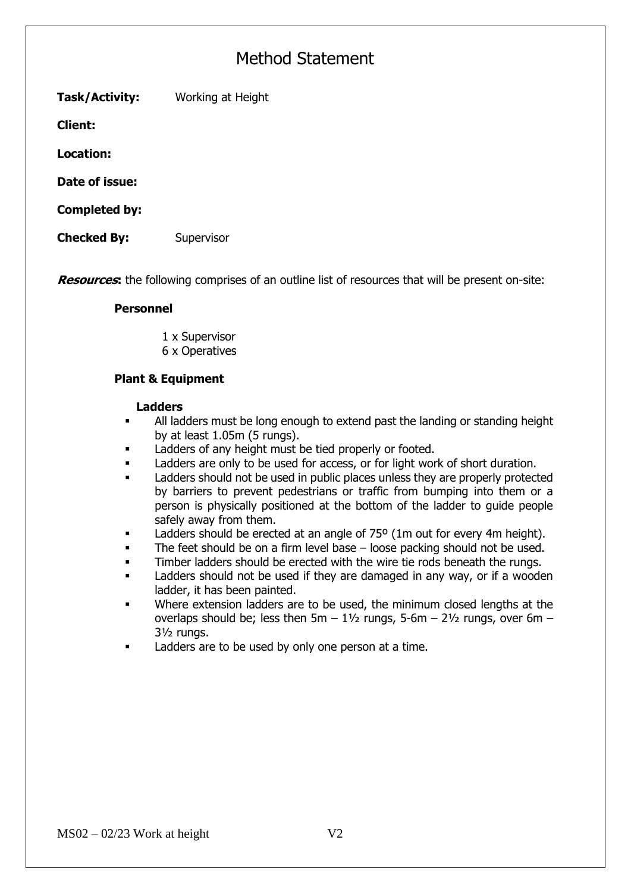# Method Statement

**Task/Activity:** Working at Height

**Client:**

**Location:**

**Date of issue:**

**Completed by:**

**Checked By:** Supervisor

***Resources*:** the following comprises of an outline list of resources that will be present on-site:

**Personnel**

1 x Supervisor
6 x Operatives

**Plant & Equipment**

**Ladders**

- All ladders must be long enough to extend past the landing or standing height by at least 1.05m (5 rungs).
- Ladders of any height must be tied properly or footed.
- Ladders are only to be used for access, or for light work of short duration.
- Ladders should not be used in public places unless they are properly protected by barriers to prevent pedestrians or traffic from bumping into them or a person is physically positioned at the bottom of the ladder to guide people safely away from them.
- Ladders should be erected at an angle of 75º (1m out for every 4m height).
- The feet should be on a firm level base – loose packing should not be used.
- Timber ladders should be erected with the wire tie rods beneath the rungs.
- Ladders should not be used if they are damaged in any way, or if a wooden ladder, it has been painted.
- Where extension ladders are to be used, the minimum closed lengths at the overlaps should be; less then 5m – 1½ rungs, 5-6m – 2½ rungs, over 6m – 3½ rungs.
- Ladders are to be used by only one person at a time.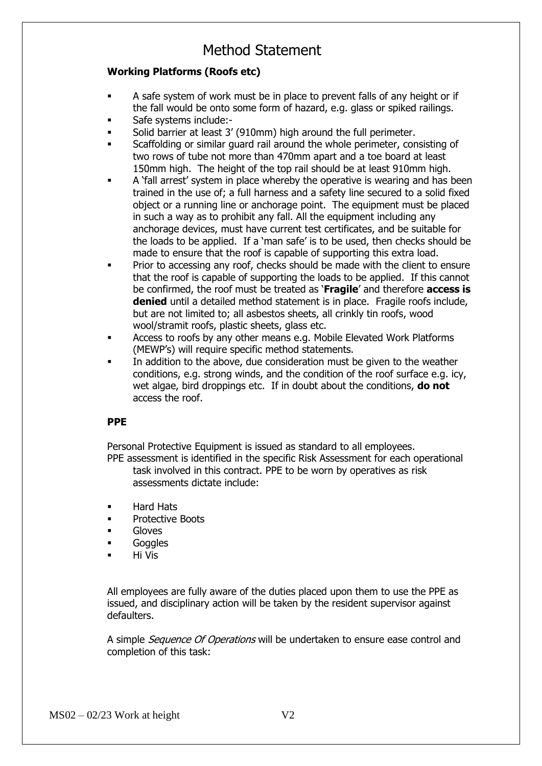# Method Statement

**Working Platforms (Roofs etc)**

- A safe system of work must be in place to prevent falls of any height or if the fall would be onto some form of hazard, e.g. glass or spiked railings.
- Safe systems include:-
- Solid barrier at least 3' (910mm) high around the full perimeter.
- Scaffolding or similar guard rail around the whole perimeter, consisting of two rows of tube not more than 470mm apart and a toe board at least 150mm high. The height of the top rail should be at least 910mm high.
- A 'fall arrest' system in place whereby the operative is wearing and has been trained in the use of; a full harness and a safety line secured to a solid fixed object or a running line or anchorage point. The equipment must be placed in such a way as to prohibit any fall. All the equipment including any anchorage devices, must have current test certificates, and be suitable for the loads to be applied. If a 'man safe' is to be used, then checks should be made to ensure that the roof is capable of supporting this extra load.
- Prior to accessing any roof, checks should be made with the client to ensure that the roof is capable of supporting the loads to be applied. If this cannot be confirmed, the roof must be treated as '**Fragile**' and therefore **access is denied** until a detailed method statement is in place. Fragile roofs include, but are not limited to; all asbestos sheets, all crinkly tin roofs, wood wool/stramit roofs, plastic sheets, glass etc.
- Access to roofs by any other means e.g. Mobile Elevated Work Platforms (MEWP's) will require specific method statements.
- In addition to the above, due consideration must be given to the weather conditions, e.g. strong winds, and the condition of the roof surface e.g. icy, wet algae, bird droppings etc. If in doubt about the conditions, **do not** access the roof.

**PPE**

Personal Protective Equipment is issued as standard to all employees.
PPE assessment is identified in the specific Risk Assessment for each operational task involved in this contract. PPE to be worn by operatives as risk assessments dictate include:

- Hard Hats
- Protective Boots
- Gloves
- Goggles
- Hi Vis

All employees are fully aware of the duties placed upon them to use the PPE as issued, and disciplinary action will be taken by the resident supervisor against defaulters.

A simple *Sequence Of Operations* will be undertaken to ensure ease control and completion of this task: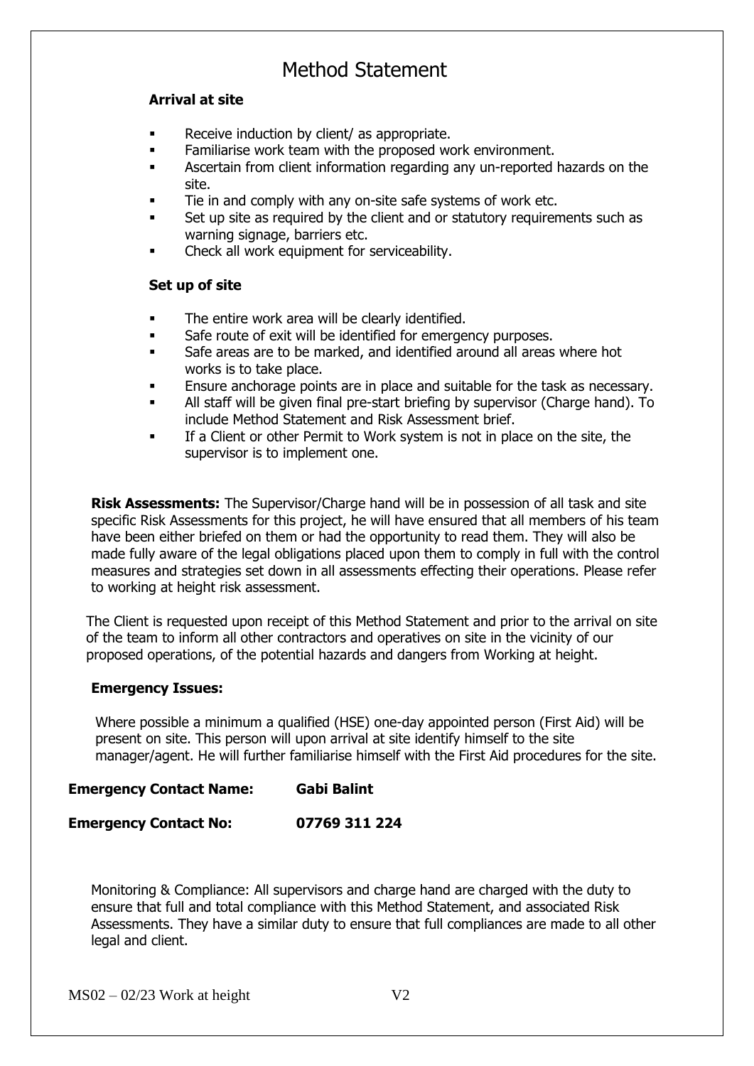# Method Statement

**Arrival at site**

- Receive induction by client/ as appropriate.
- Familiarise work team with the proposed work environment.
- Ascertain from client information regarding any un-reported hazards on the site.
- Tie in and comply with any on-site safe systems of work etc.
- Set up site as required by the client and or statutory requirements such as warning signage, barriers etc.
- Check all work equipment for serviceability.

**Set up of site**

- The entire work area will be clearly identified.
- Safe route of exit will be identified for emergency purposes.
- Safe areas are to be marked, and identified around all areas where hot works is to take place.
- Ensure anchorage points are in place and suitable for the task as necessary.
- All staff will be given final pre-start briefing by supervisor (Charge hand). To include Method Statement and Risk Assessment brief.
- If a Client or other Permit to Work system is not in place on the site, the supervisor is to implement one.

**Risk Assessments:** The Supervisor/Charge hand will be in possession of all task and site specific Risk Assessments for this project, he will have ensured that all members of his team have been either briefed on them or had the opportunity to read them. They will also be made fully aware of the legal obligations placed upon them to comply in full with the control measures and strategies set down in all assessments effecting their operations. Please refer to working at height risk assessment.

The Client is requested upon receipt of this Method Statement and prior to the arrival on site of the team to inform all other contractors and operatives on site in the vicinity of our proposed operations, of the potential hazards and dangers from Working at height.

**Emergency Issues:**

Where possible a minimum a qualified (HSE) one-day appointed person (First Aid) will be present on site. This person will upon arrival at site identify himself to the site manager/agent. He will further familiarise himself with the First Aid procedures for the site.

**Emergency Contact Name:** **Gabi Balint**

**Emergency Contact No:** **07769 311 224**

Monitoring & Compliance: All supervisors and charge hand are charged with the duty to ensure that full and total compliance with this Method Statement, and associated Risk Assessments. They have a similar duty to ensure that full compliances are made to all other legal and client.

MS02 – 02/23 Work at height V2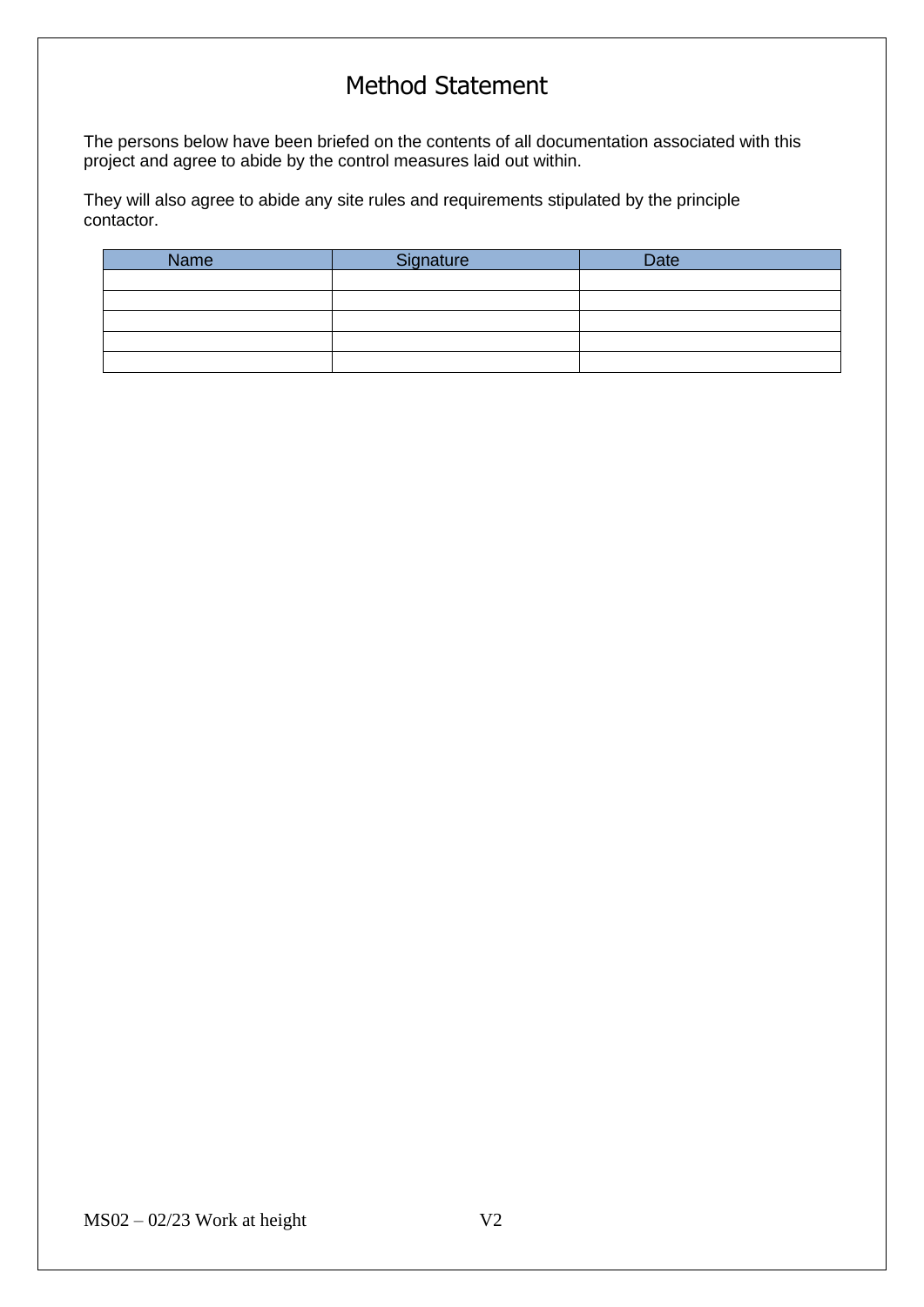# Method Statement

The persons below have been briefed on the contents of all documentation associated with this project and agree to abide by the control measures laid out within.

They will also agree to abide any site rules and requirements stipulated by the principle contactor.

| Name | Signature | Date |
|---|---|---|
| | | |
| | | |
| | | |
| | | |
| | | |